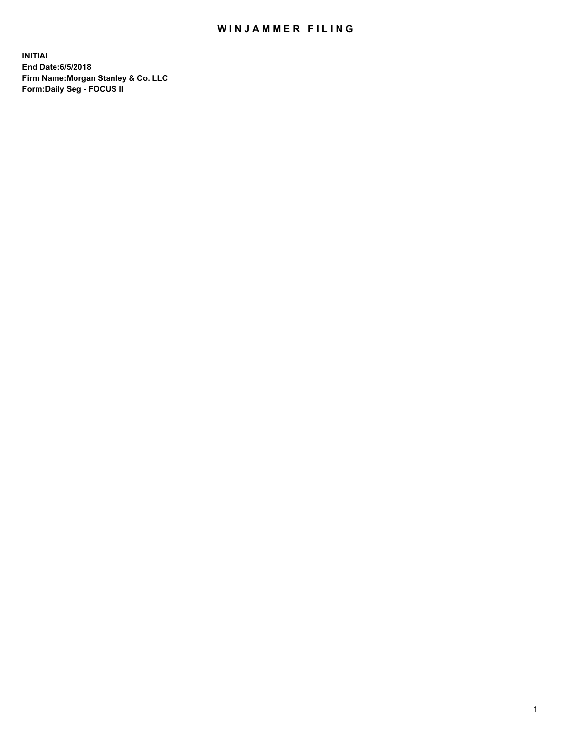# WINJAMMER FILING

**INITIAL**
**End Date:6/5/2018**
**Firm Name:Morgan Stanley & Co. LLC**
**Form:Daily Seg - FOCUS II**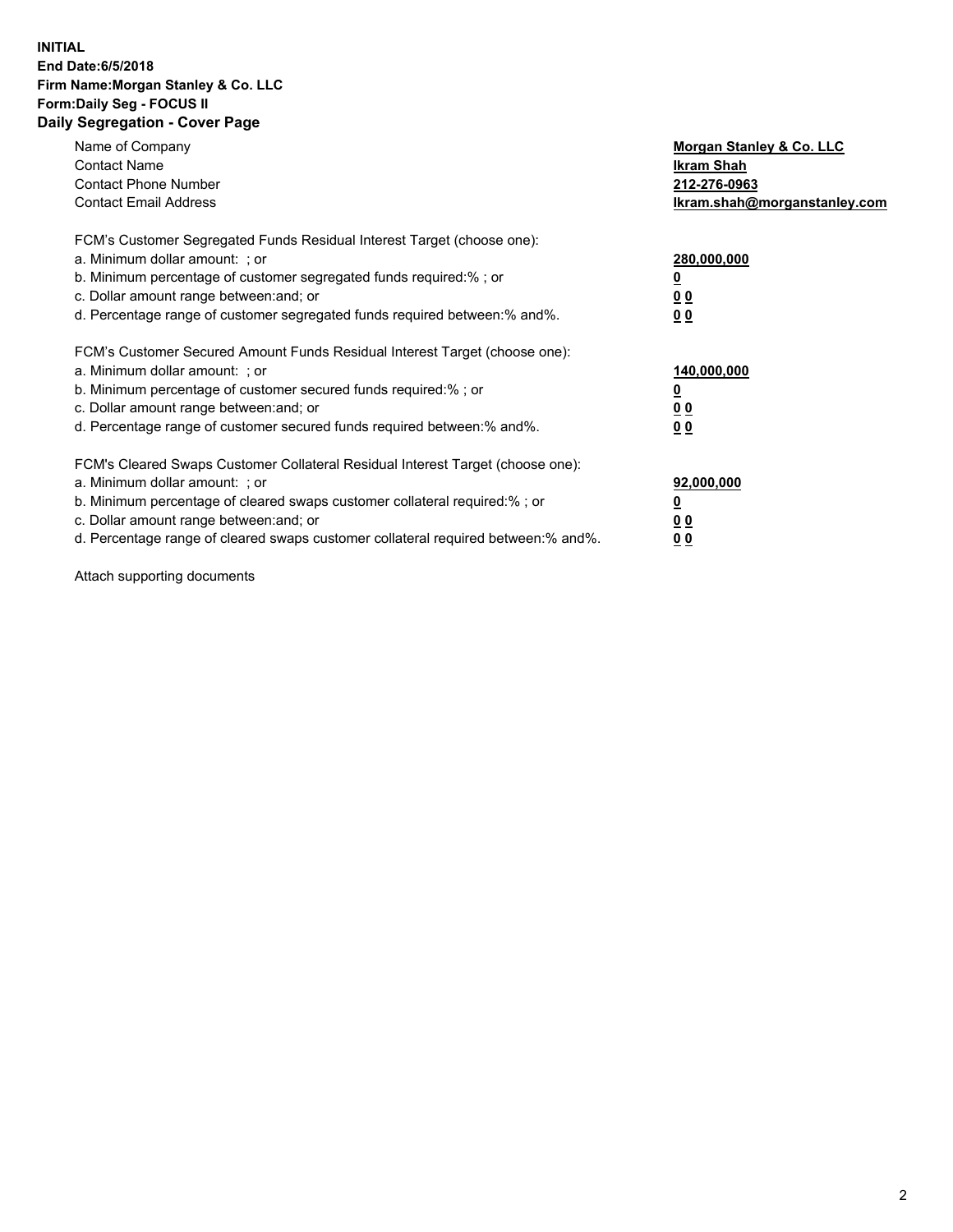**INITIAL**
**End Date:6/5/2018**
**Firm Name:Morgan Stanley & Co. LLC**
**Form:Daily Seg - FOCUS II**
**Daily Segregation - Cover Page**

| | |
|---|---|
| Name of Company | **Morgan Stanley & Co. LLC** |
| Contact Name | **Ikram Shah** |
| Contact Phone Number | **212-276-0963** |
| Contact Email Address | **Ikram.shah@morganstanley.com** |

FCM's Customer Segregated Funds Residual Interest Target (choose one):

| | |
|---|---|
| a. Minimum dollar amount: ; or | **280,000,000** |
| b. Minimum percentage of customer segregated funds required:% ; or | **0** |
| c. Dollar amount range between:and; or | **0 0** |
| d. Percentage range of customer segregated funds required between:% and%. | **0 0** |

FCM's Customer Secured Amount Funds Residual Interest Target (choose one):

| | |
|---|---|
| a. Minimum dollar amount: ; or | **140,000,000** |
| b. Minimum percentage of customer secured funds required:% ; or | **0** |
| c. Dollar amount range between:and; or | **0 0** |
| d. Percentage range of customer secured funds required between:% and%. | **0 0** |

FCM's Cleared Swaps Customer Collateral Residual Interest Target (choose one):

| | |
|---|---|
| a. Minimum dollar amount: ; or | **92,000,000** |
| b. Minimum percentage of cleared swaps customer collateral required:% ; or | **0** |
| c. Dollar amount range between:and; or | **0 0** |
| d. Percentage range of cleared swaps customer collateral required between:% and%. | **0 0** |

Attach supporting documents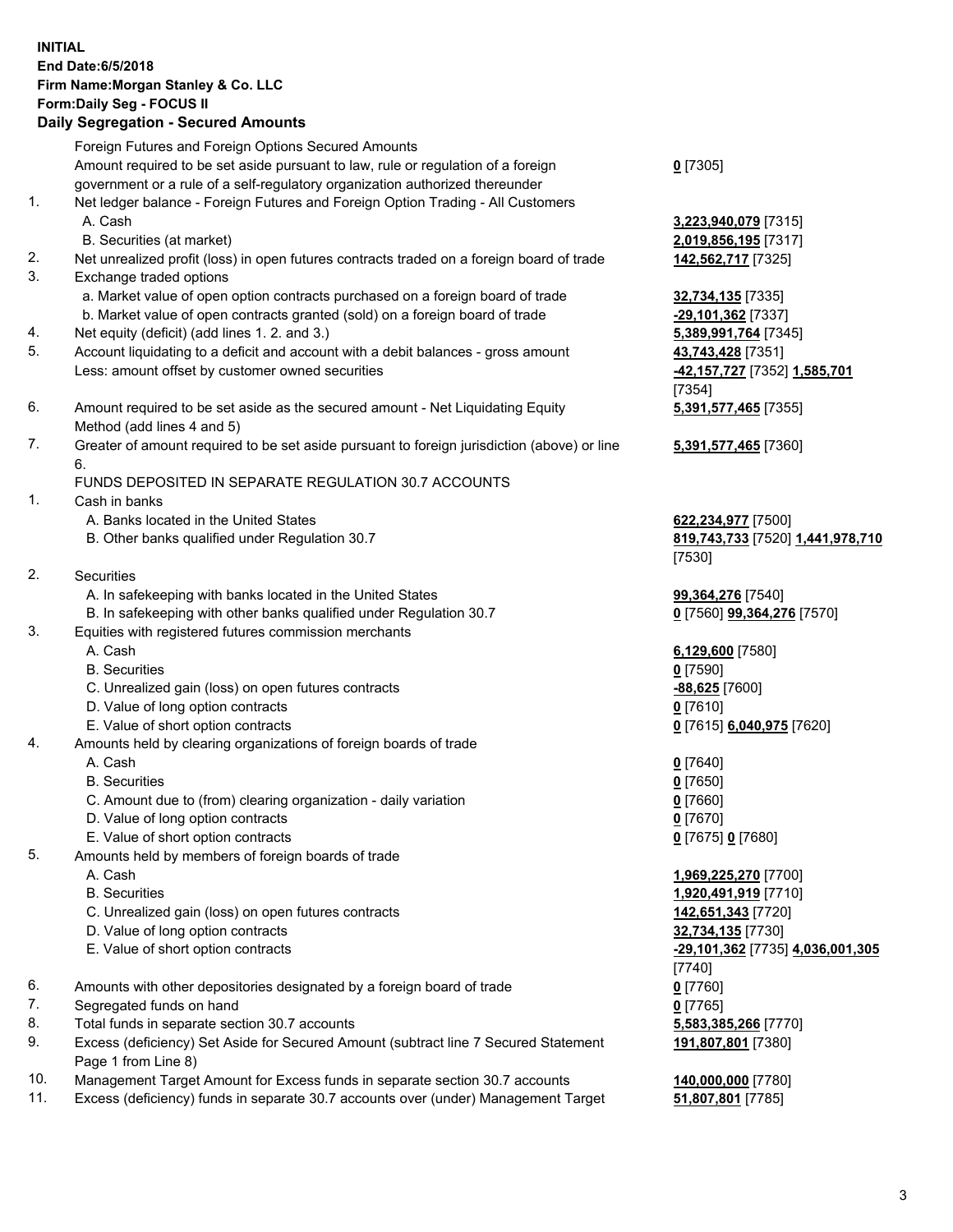**INITIAL**
**End Date:6/5/2018**
**Firm Name:Morgan Stanley & Co. LLC**
**Form:Daily Seg - FOCUS II**
**Daily Segregation - Secured Amounts**

| | | |
|---|---|---|
| | Foreign Futures and Foreign Options Secured Amounts | |
| | Amount required to be set aside pursuant to law, rule or regulation of a foreign government or a rule of a self-regulatory organization authorized thereunder | **0** [7305] |
| 1. | Net ledger balance - Foreign Futures and Foreign Option Trading - All Customers | |
| | A. Cash | **3,223,940,079** [7315] |
| | B. Securities (at market) | **2,019,856,195** [7317] |
| 2. | Net unrealized profit (loss) in open futures contracts traded on a foreign board of trade | **142,562,717** [7325] |
| 3. | Exchange traded options | |
| | a. Market value of open option contracts purchased on a foreign board of trade | **32,734,135** [7335] |
| | b. Market value of open contracts granted (sold) on a foreign board of trade | **-29,101,362** [7337] |
| 4. | Net equity (deficit) (add lines 1. 2. and 3.) | **5,389,991,764** [7345] |
| 5. | Account liquidating to a deficit and account with a debit balances - gross amount | **43,743,428** [7351] |
| | Less: amount offset by customer owned securities | **-42,157,727** [7352] **1,585,701** [7354] |
| 6. | Amount required to be set aside as the secured amount - Net Liquidating Equity Method (add lines 4 and 5) | **5,391,577,465** [7355] |
| 7. | Greater of amount required to be set aside pursuant to foreign jurisdiction (above) or line 6. | **5,391,577,465** [7360] |
| | FUNDS DEPOSITED IN SEPARATE REGULATION 30.7 ACCOUNTS | |
| 1. | Cash in banks | |
| | A. Banks located in the United States | **622,234,977** [7500] |
| | B. Other banks qualified under Regulation 30.7 | **819,743,733** [7520] **1,441,978,710** [7530] |
| 2. | Securities | |
| | A. In safekeeping with banks located in the United States | **99,364,276** [7540] |
| | B. In safekeeping with other banks qualified under Regulation 30.7 | **0** [7560] **99,364,276** [7570] |
| 3. | Equities with registered futures commission merchants | |
| | A. Cash | **6,129,600** [7580] |
| | B. Securities | **0** [7590] |
| | C. Unrealized gain (loss) on open futures contracts | **-88,625** [7600] |
| | D. Value of long option contracts | **0** [7610] |
| | E. Value of short option contracts | **0** [7615] **6,040,975** [7620] |
| 4. | Amounts held by clearing organizations of foreign boards of trade | |
| | A. Cash | **0** [7640] |
| | B. Securities | **0** [7650] |
| | C. Amount due to (from) clearing organization - daily variation | **0** [7660] |
| | D. Value of long option contracts | **0** [7670] |
| | E. Value of short option contracts | **0** [7675] **0** [7680] |
| 5. | Amounts held by members of foreign boards of trade | |
| | A. Cash | **1,969,225,270** [7700] |
| | B. Securities | **1,920,491,919** [7710] |
| | C. Unrealized gain (loss) on open futures contracts | **142,651,343** [7720] |
| | D. Value of long option contracts | **32,734,135** [7730] |
| | E. Value of short option contracts | **-29,101,362** [7735] **4,036,001,305** [7740] |
| 6. | Amounts with other depositories designated by a foreign board of trade | **0** [7760] |
| 7. | Segregated funds on hand | **0** [7765] |
| 8. | Total funds in separate section 30.7 accounts | **5,583,385,266** [7770] |
| 9. | Excess (deficiency) Set Aside for Secured Amount (subtract line 7 Secured Statement Page 1 from Line 8) | **191,807,801** [7380] |
| 10. | Management Target Amount for Excess funds in separate section 30.7 accounts | **140,000,000** [7780] |
| 11. | Excess (deficiency) funds in separate 30.7 accounts over (under) Management Target | **51,807,801** [7785] |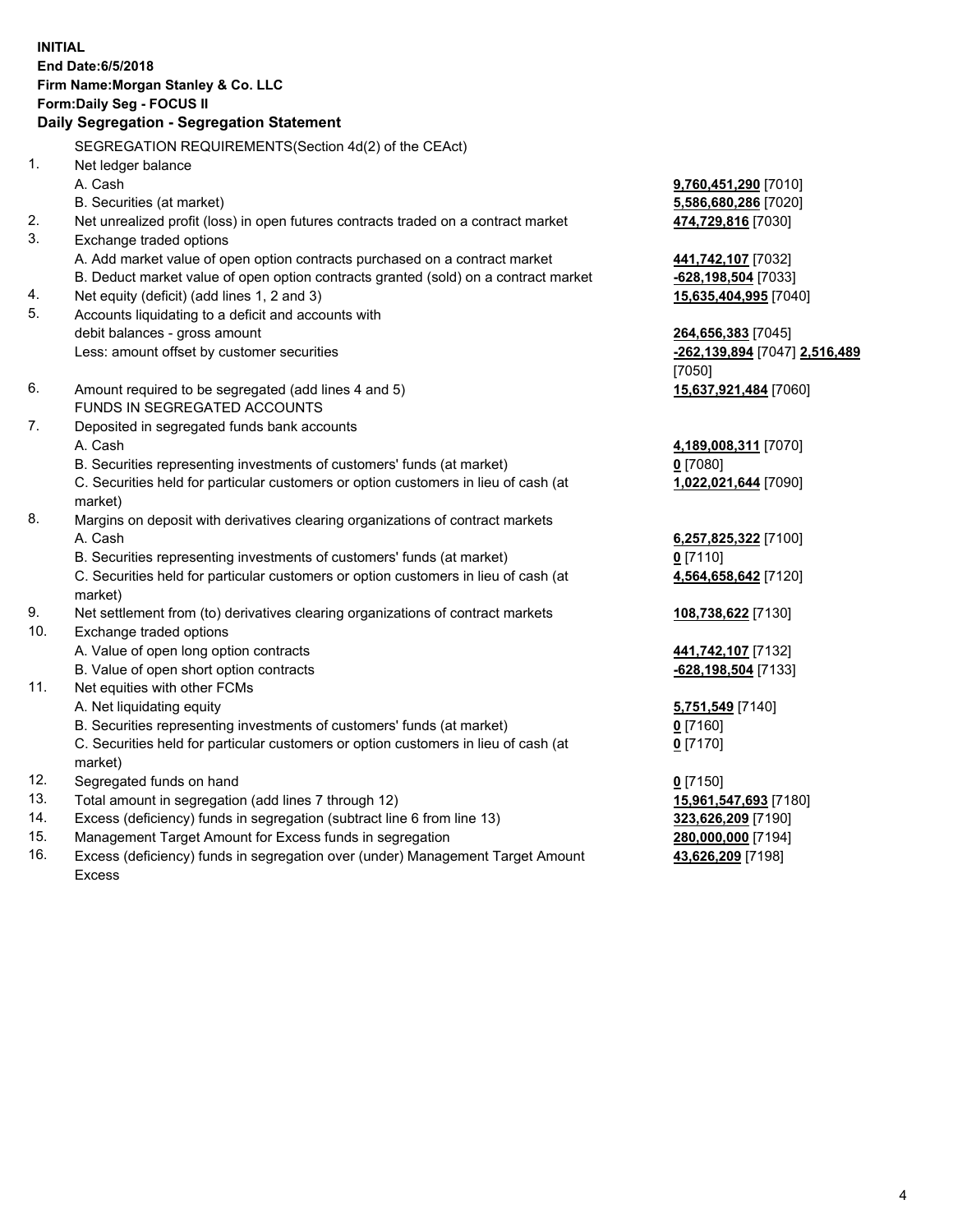**INITIAL**
**End Date:6/5/2018**
**Firm Name:Morgan Stanley & Co. LLC**
**Form:Daily Seg - FOCUS II**
**Daily Segregation - Segregation Statement**

SEGREGATION REQUIREMENTS(Section 4d(2) of the CEAct)

| | | |
|---|---|---|
| 1. | Net ledger balance | |
| | A. Cash | **9,760,451,290** [7010] |
| | B. Securities (at market) | **5,586,680,286** [7020] |
| 2. | Net unrealized profit (loss) in open futures contracts traded on a contract market | **474,729,816** [7030] |
| 3. | Exchange traded options | |
| | A. Add market value of open option contracts purchased on a contract market | **441,742,107** [7032] |
| | B. Deduct market value of open option contracts granted (sold) on a contract market | **-628,198,504** [7033] |
| 4. | Net equity (deficit) (add lines 1, 2 and 3) | **15,635,404,995** [7040] |
| 5. | Accounts liquidating to a deficit and accounts with debit balances - gross amount | **264,656,383** [7045] |
| | Less: amount offset by customer securities | **-262,139,894** [7047] **2,516,489** [7050] |
| 6. | Amount required to be segregated (add lines 4 and 5) | **15,637,921,484** [7060] |
| | FUNDS IN SEGREGATED ACCOUNTS | |
| 7. | Deposited in segregated funds bank accounts | |
| | A. Cash | **4,189,008,311** [7070] |
| | B. Securities representing investments of customers' funds (at market) | **0** [7080] |
| | C. Securities held for particular customers or option customers in lieu of cash (at market) | **1,022,021,644** [7090] |
| 8. | Margins on deposit with derivatives clearing organizations of contract markets | |
| | A. Cash | **6,257,825,322** [7100] |
| | B. Securities representing investments of customers' funds (at market) | **0** [7110] |
| | C. Securities held for particular customers or option customers in lieu of cash (at market) | **4,564,658,642** [7120] |
| 9. | Net settlement from (to) derivatives clearing organizations of contract markets | **108,738,622** [7130] |
| 10. | Exchange traded options | |
| | A. Value of open long option contracts | **441,742,107** [7132] |
| | B. Value of open short option contracts | **-628,198,504** [7133] |
| 11. | Net equities with other FCMs | |
| | A. Net liquidating equity | **5,751,549** [7140] |
| | B. Securities representing investments of customers' funds (at market) | **0** [7160] |
| | C. Securities held for particular customers or option customers in lieu of cash (at market) | **0** [7170] |
| 12. | Segregated funds on hand | **0** [7150] |
| 13. | Total amount in segregation (add lines 7 through 12) | **15,961,547,693** [7180] |
| 14. | Excess (deficiency) funds in segregation (subtract line 6 from line 13) | **323,626,209** [7190] |
| 15. | Management Target Amount for Excess funds in segregation | **280,000,000** [7194] |
| 16. | Excess (deficiency) funds in segregation over (under) Management Target Amount Excess | **43,626,209** [7198] |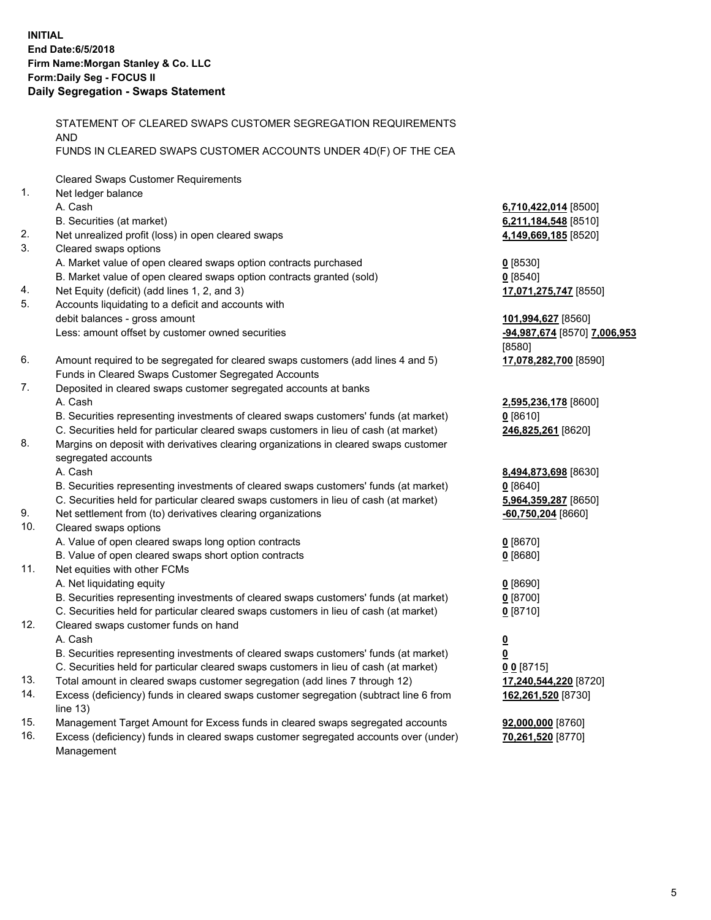**INITIAL**
**End Date:6/5/2018**
**Firm Name:Morgan Stanley & Co. LLC**
**Form:Daily Seg - FOCUS II**
**Daily Segregation - Swaps Statement**

STATEMENT OF CLEARED SWAPS CUSTOMER SEGREGATION REQUIREMENTS AND FUNDS IN CLEARED SWAPS CUSTOMER ACCOUNTS UNDER 4D(F) OF THE CEA

| | | |
|---|---|---|
| | Cleared Swaps Customer Requirements | |
| 1. | Net ledger balance | |
| | A. Cash | **6,710,422,014** [8500] |
| | B. Securities (at market) | **6,211,184,548** [8510] |
| 2. | Net unrealized profit (loss) in open cleared swaps | **4,149,669,185** [8520] |
| 3. | Cleared swaps options | |
| | A. Market value of open cleared swaps option contracts purchased | **0** [8530] |
| | B. Market value of open cleared swaps option contracts granted (sold) | **0** [8540] |
| 4. | Net Equity (deficit) (add lines 1, 2, and 3) | **17,071,275,747** [8550] |
| 5. | Accounts liquidating to a deficit and accounts with debit balances - gross amount | **101,994,627** [8560] |
| | Less: amount offset by customer owned securities | **-94,987,674** [8570] **7,006,953** [8580] |
| 6. | Amount required to be segregated for cleared swaps customers (add lines 4 and 5) | **17,078,282,700** [8590] |
| | Funds in Cleared Swaps Customer Segregated Accounts | |
| 7. | Deposited in cleared swaps customer segregated accounts at banks | |
| | A. Cash | **2,595,236,178** [8600] |
| | B. Securities representing investments of cleared swaps customers' funds (at market) | **0** [8610] |
| | C. Securities held for particular cleared swaps customers in lieu of cash (at market) | **246,825,261** [8620] |
| 8. | Margins on deposit with derivatives clearing organizations in cleared swaps customer segregated accounts | |
| | A. Cash | **8,494,873,698** [8630] |
| | B. Securities representing investments of cleared swaps customers' funds (at market) | **0** [8640] |
| | C. Securities held for particular cleared swaps customers in lieu of cash (at market) | **5,964,359,287** [8650] |
| 9. | Net settlement from (to) derivatives clearing organizations | **-60,750,204** [8660] |
| 10. | Cleared swaps options | |
| | A. Value of open cleared swaps long option contracts | **0** [8670] |
| | B. Value of open cleared swaps short option contracts | **0** [8680] |
| 11. | Net equities with other FCMs | |
| | A. Net liquidating equity | **0** [8690] |
| | B. Securities representing investments of cleared swaps customers' funds (at market) | **0** [8700] |
| | C. Securities held for particular cleared swaps customers in lieu of cash (at market) | **0** [8710] |
| 12. | Cleared swaps customer funds on hand | |
| | A. Cash | **0** |
| | B. Securities representing investments of cleared swaps customers' funds (at market) | **0** |
| | C. Securities held for particular cleared swaps customers in lieu of cash (at market) | **0** **0** [8715] |
| 13. | Total amount in cleared swaps customer segregation (add lines 7 through 12) | **17,240,544,220** [8720] |
| 14. | Excess (deficiency) funds in cleared swaps customer segregation (subtract line 6 from line 13) | **162,261,520** [8730] |
| 15. | Management Target Amount for Excess funds in cleared swaps segregated accounts | **92,000,000** [8760] |
| 16. | Excess (deficiency) funds in cleared swaps customer segregated accounts over (under) Management | **70,261,520** [8770] |